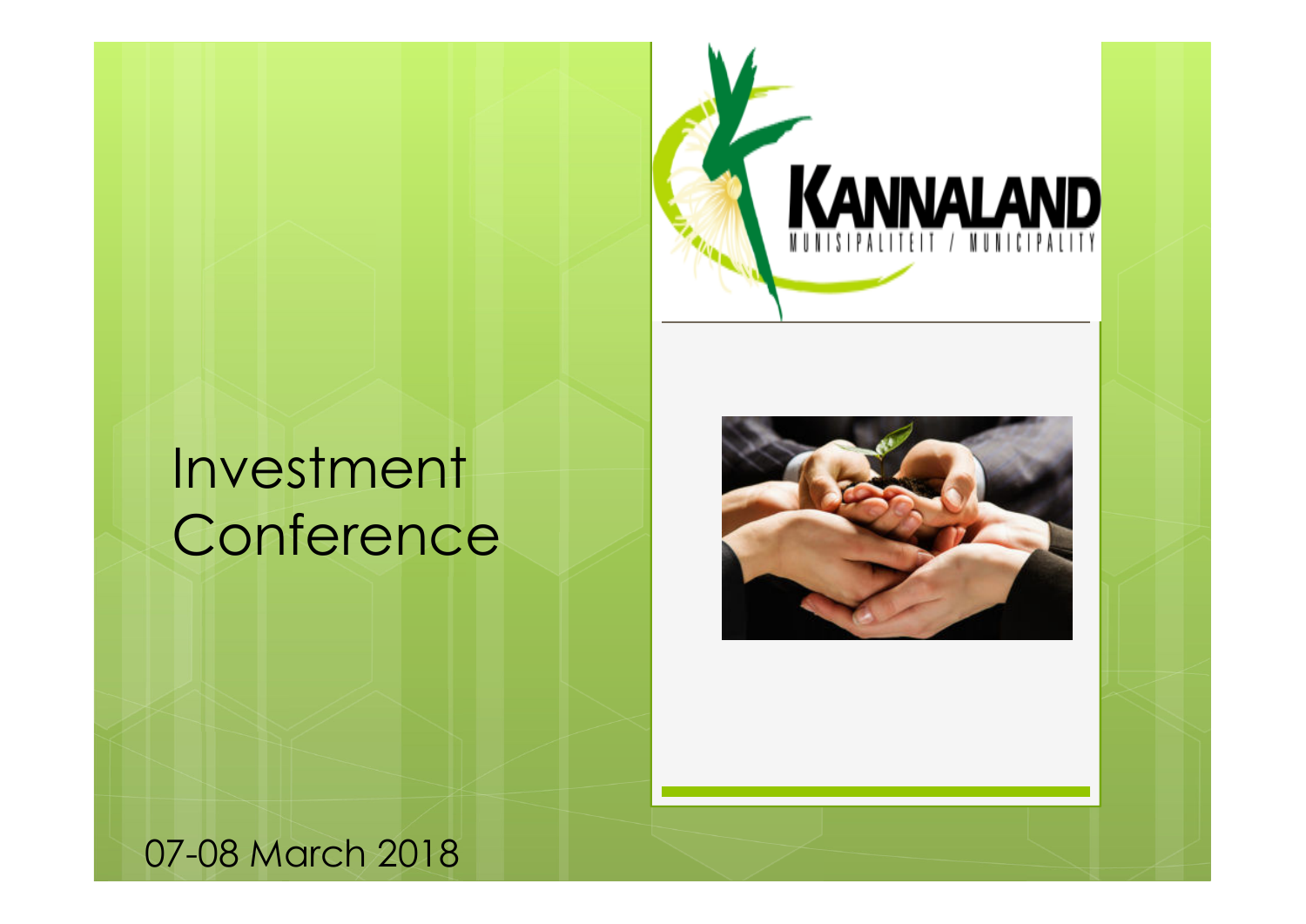KANNALAND
MUNISIPALITEIT / MUNICIPALITY

# Investment Conference

07-08 March 2018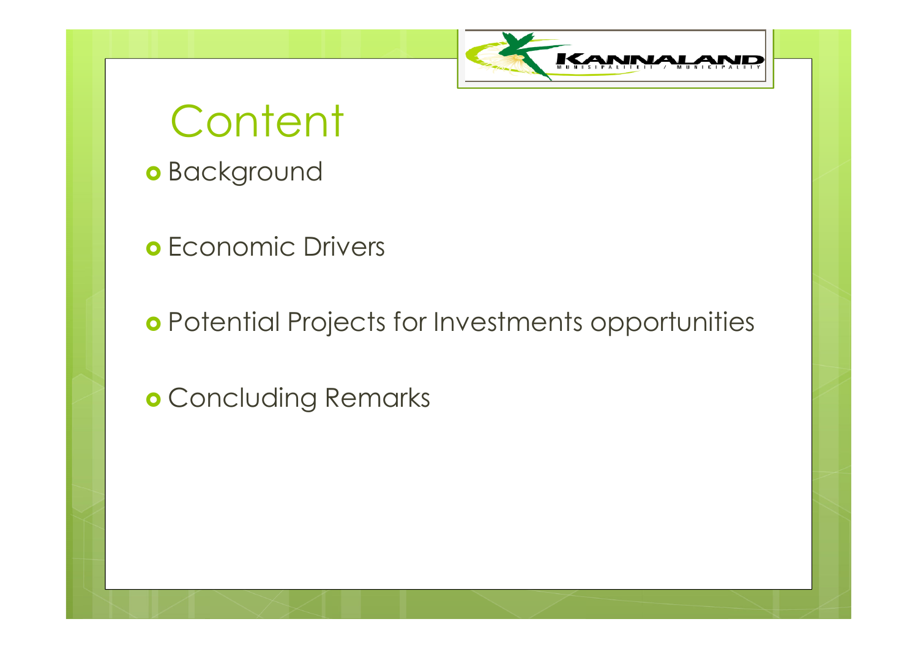# Content

- Background
- Economic Drivers
- Potential Projects for Investments opportunities
- Concluding Remarks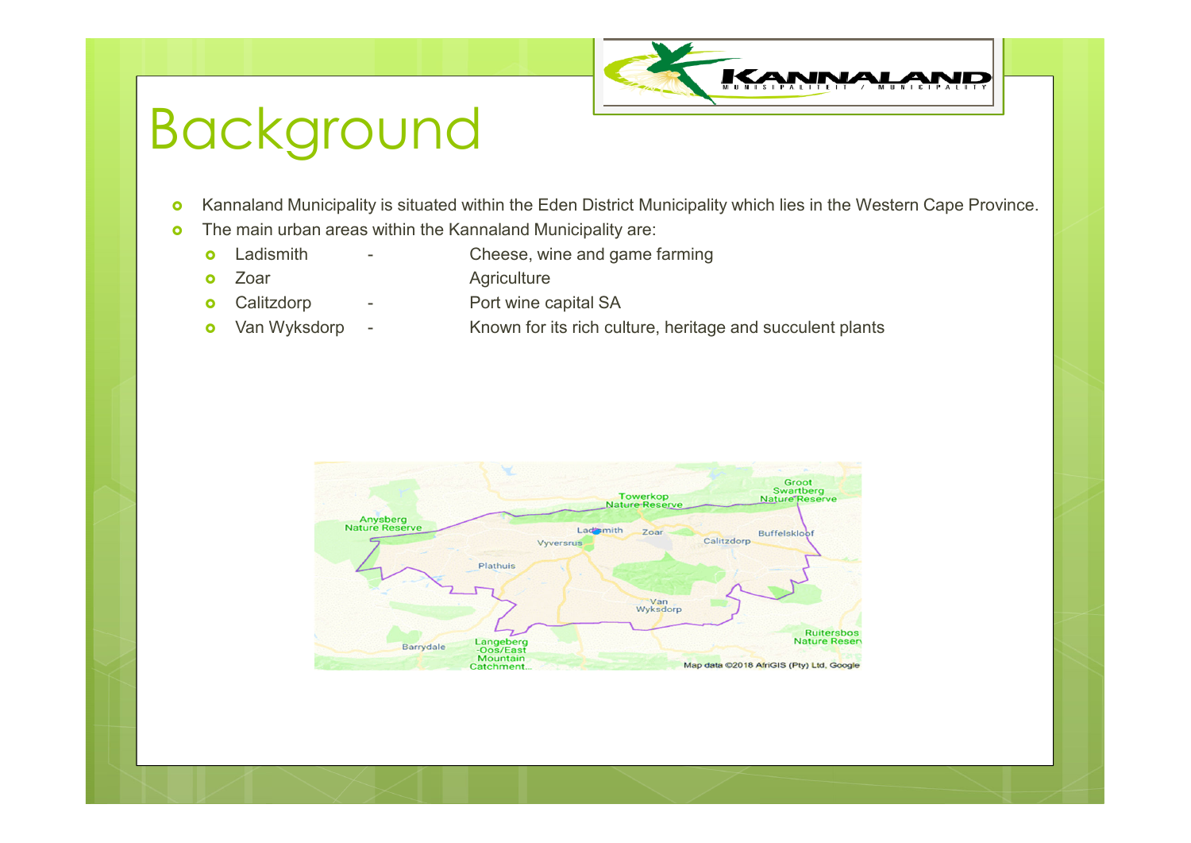# Background

- Kannaland Municipality is situated within the Eden District Municipality which lies in the Western Cape Province.
- The main urban areas within the Kannaland Municipality are:
  - Ladismith - Cheese, wine and game farming
  - Zoar Agriculture
  - Calitzdorp - Port wine capital SA
  - Van Wyksdorp - Known for its rich culture, heritage and succulent plants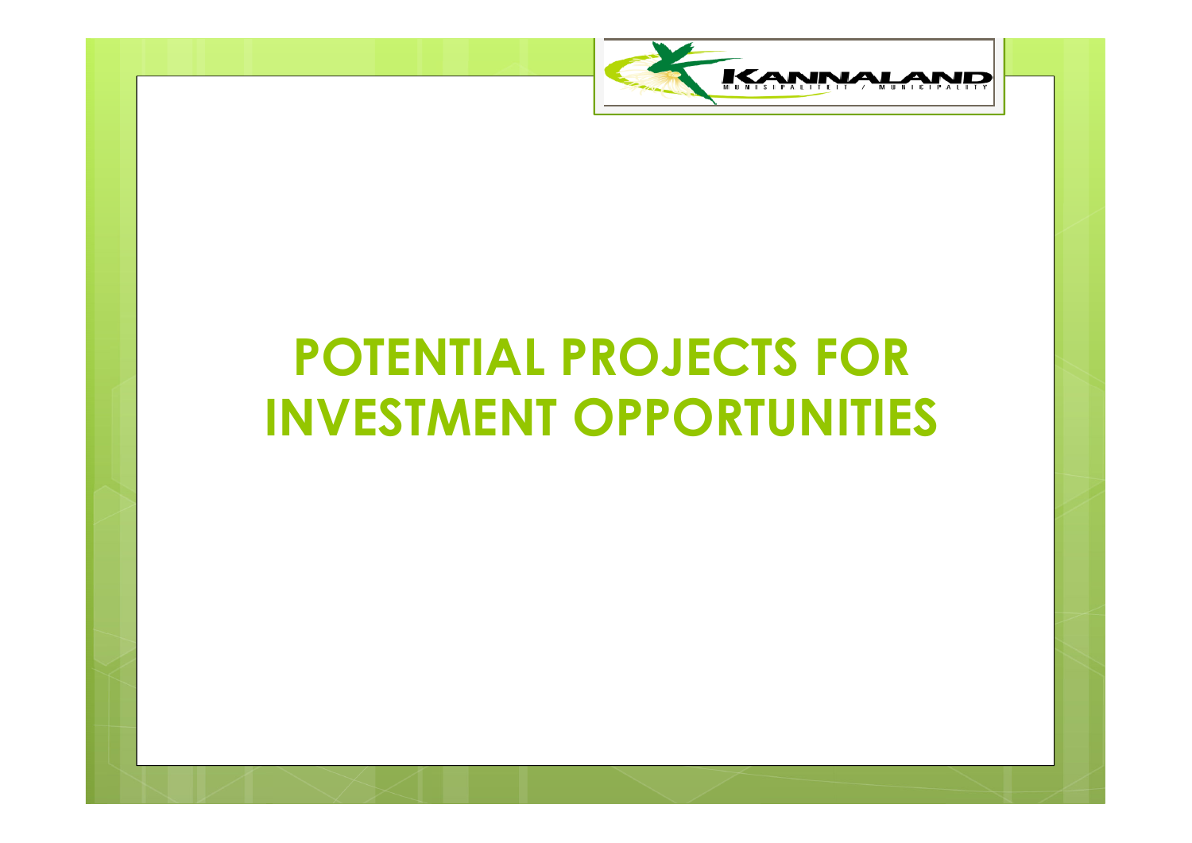# POTENTIAL PROJECTS FOR INVESTMENT OPPORTUNITIES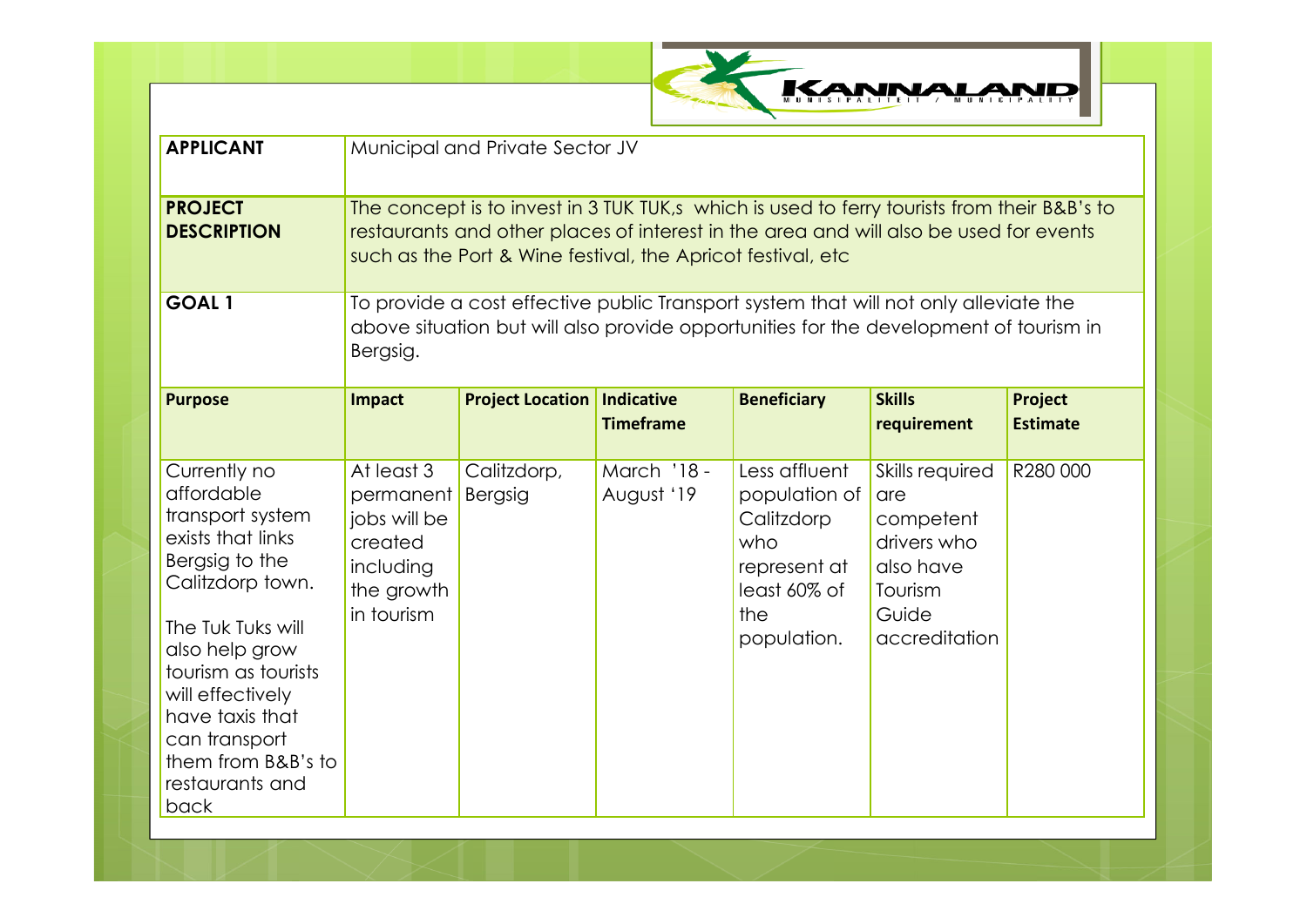| APPLICANT | Municipal and Private Sector JV | | | | | |
|---|---|---|---|---|---|---|
| **PROJECT DESCRIPTION** | The concept is to invest in 3 TUK TUK,s which is used to ferry tourists from their B&B's to restaurants and other places of interest in the area and will also be used for events such as the Port & Wine festival, the Apricot festival, etc | | | | | |
| **GOAL 1** | To provide a cost effective public Transport system that will not only alleviate the above situation but will also provide opportunities for the development of tourism in Bergsig. | | | | | |
| **Purpose** | **Impact** | **Project Location** | **Indicative Timeframe** | **Beneficiary** | **Skills requirement** | **Project Estimate** |
| Currently no affordable transport system exists that links Bergsig to the Calitzdorp town.<br><br>The Tuk Tuks will also help grow tourism as tourists will effectively have taxis that can transport them from B&B's to restaurants and back | At least 3 permanent jobs will be created including the growth in tourism | Calitzdorp, Bergsig | March '18 - August '19 | Less affluent population of Calitzdorp who represent at least 60% of the population. | Skills required are competent drivers who also have Tourism Guide accreditation | R280 000 |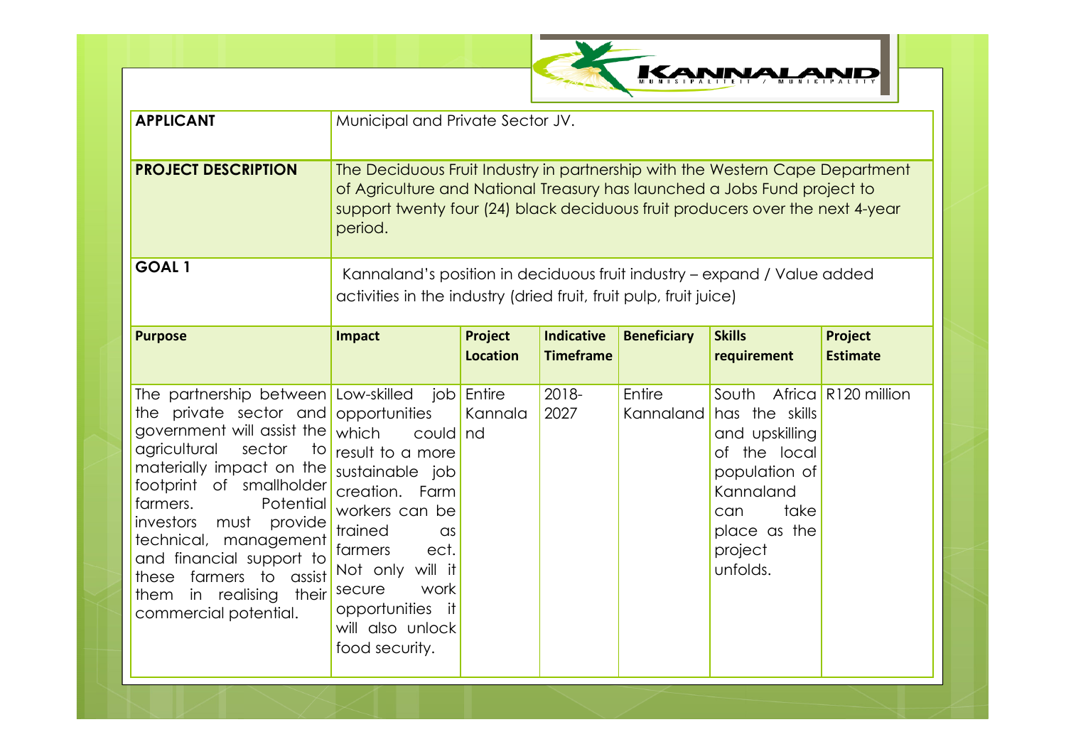| APPLICANT | Municipal and Private Sector JV. | | | | | |
|---|---|---|---|---|---|---|
| **PROJECT DESCRIPTION** | The Deciduous Fruit Industry in partnership with the Western Cape Department of Agriculture and National Treasury has launched a Jobs Fund project to support twenty four (24) black deciduous fruit producers over the next 4-year period. | | | | | |
| **GOAL 1** | Kannaland's position in deciduous fruit industry – expand / Value added activities in the industry (dried fruit, fruit pulp, fruit juice) | | | | | |
| **Purpose** | **Impact** | **Project Location** | **Indicative Timeframe** | **Beneficiary** | **Skills requirement** | **Project Estimate** |
| The partnership between the private sector and government will assist the agricultural sector to materially impact on the footprint of smallholder farmers. Potential investors must provide technical, management and financial support to these farmers to assist them in realising their commercial potential. | Low-skilled job opportunities which could result to a more sustainable job creation. Farm workers can be trained as farmers ect. Not only will it secure work opportunities it will also unlock food security. | Entire Kannaland | 2018-2027 | Entire Kannaland | South Africa has the skills and upskilling of the local population of Kannaland can take place as the project unfolds. | R120 million |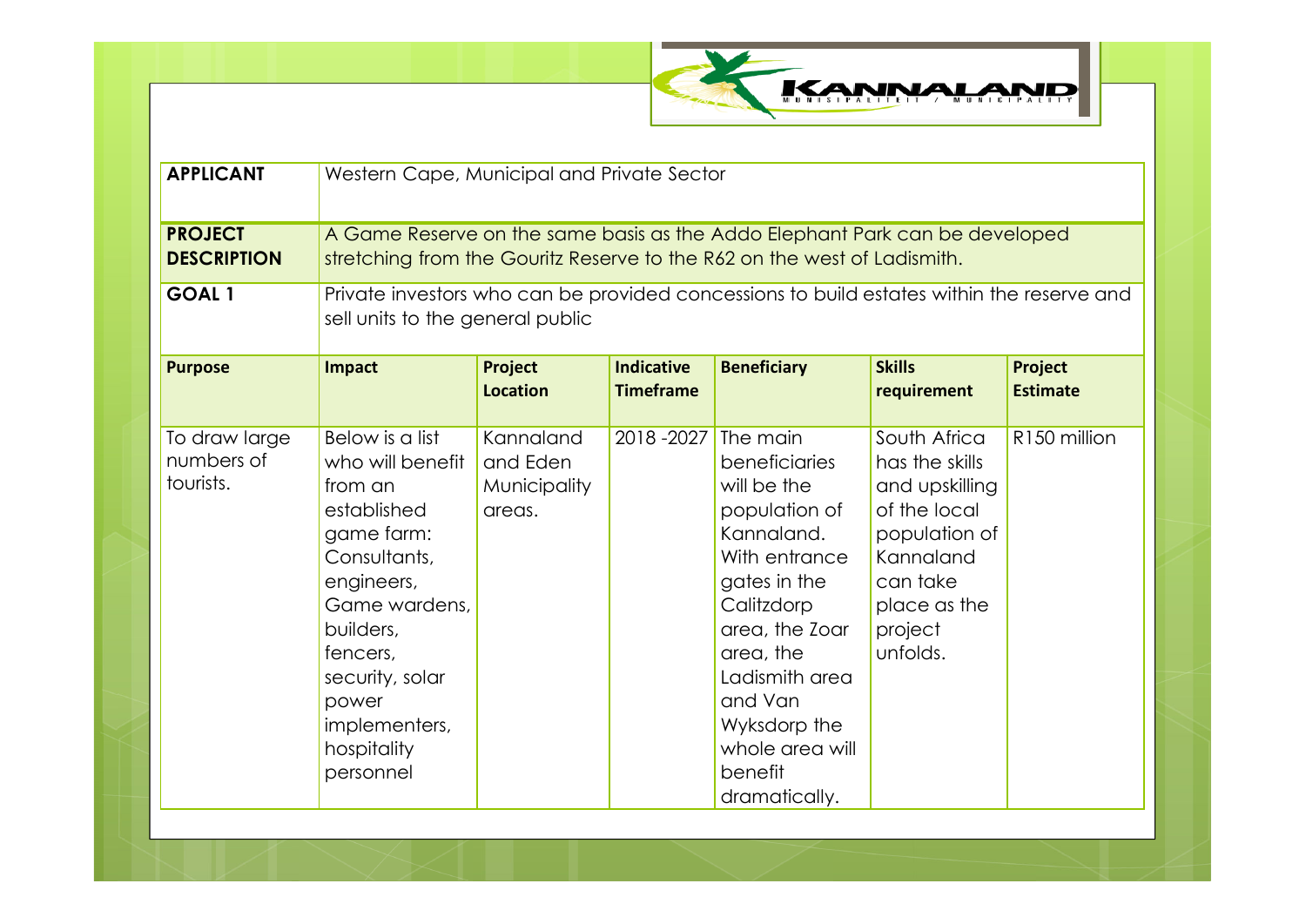| APPLICANT | Western Cape, Municipal and Private Sector | | | | | |
|---|---|---|---|---|---|---|
| **PROJECT DESCRIPTION** | A Game Reserve on the same basis as the Addo Elephant Park can be developed stretching from the Gouritz Reserve to the R62 on the west of Ladismith. | | | | | |
| **GOAL 1** | Private investors who can be provided concessions to build estates within the reserve and sell units to the general public | | | | | |
| **Purpose** | **Impact** | **Project Location** | **Indicative Timeframe** | **Beneficiary** | **Skills requirement** | **Project Estimate** |
| To draw large numbers of tourists. | Below is a list who will benefit from an established game farm: Consultants, engineers, Game wardens, builders, fencers, security, solar power implementers, hospitality personnel | Kannaland and Eden Municipality areas. | 2018 -2027 | The main beneficiaries will be the population of Kannaland. With entrance gates in the Calitzdorp area, the Zoar area, the Ladismith area and Van Wyksdorp the whole area will benefit dramatically. | South Africa has the skills and upskilling of the local population of Kannaland can take place as the project unfolds. | R150 million |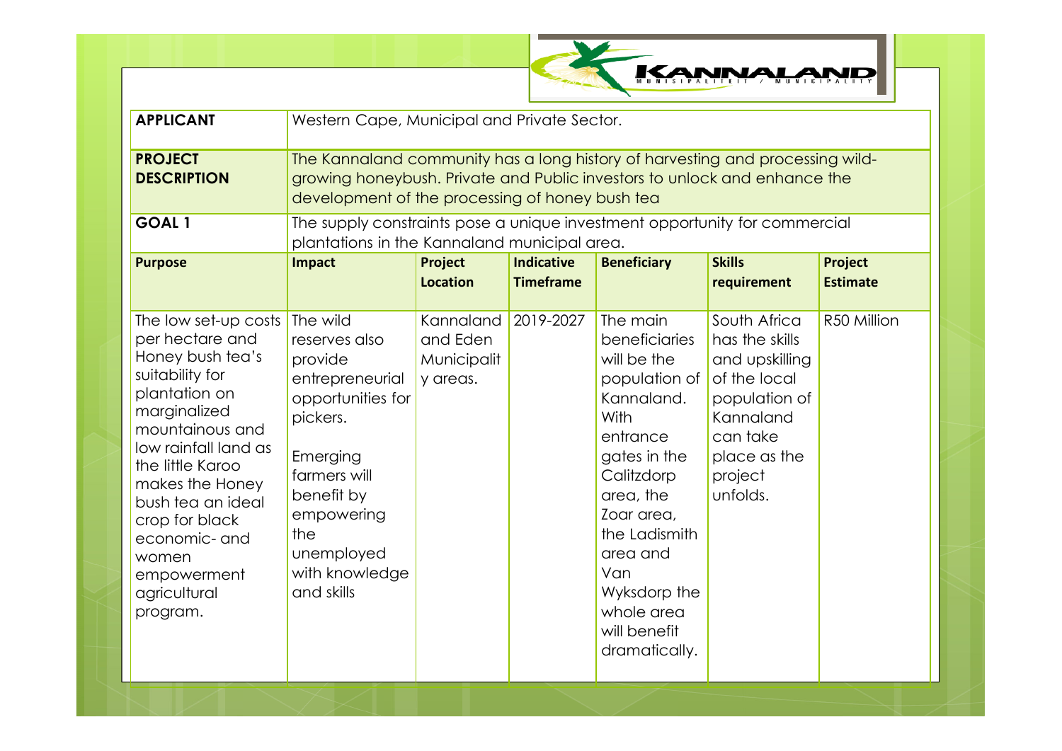| APPLICANT | Western Cape, Municipal and Private Sector. | | | | | |
|---|---|---|---|---|---|---|
| **PROJECT DESCRIPTION** | The Kannaland community has a long history of harvesting and processing wild-growing honeybush. Private and Public investors to unlock and enhance the development of the processing of honey bush tea | | | | | |
| **GOAL 1** | The supply constraints pose a unique investment opportunity for commercial plantations in the Kannaland municipal area. | | | | | |
| **Purpose** | **Impact** | **Project Location** | **Indicative Timeframe** | **Beneficiary** | **Skills requirement** | **Project Estimate** |
| The low set-up costs per hectare and Honey bush tea's suitability for plantation on marginalized mountainous and low rainfall land as the little Karoo makes the Honey bush tea an ideal crop for black economic- and women empowerment agricultural program. | The wild reserves also provide entrepreneurial opportunities for pickers.<br><br>Emerging farmers will benefit by empowering the unemployed with knowledge and skills | Kannaland and Eden Municipality areas. | 2019-2027 | The main beneficiaries will be the population of Kannaland. With entrance gates in the Calitzdorp area, the Zoar area, the Ladismith area and Van Wyksdorp the whole area will benefit dramatically. | South Africa has the skills and upskilling of the local population of Kannaland can take place as the project unfolds. | R50 Million |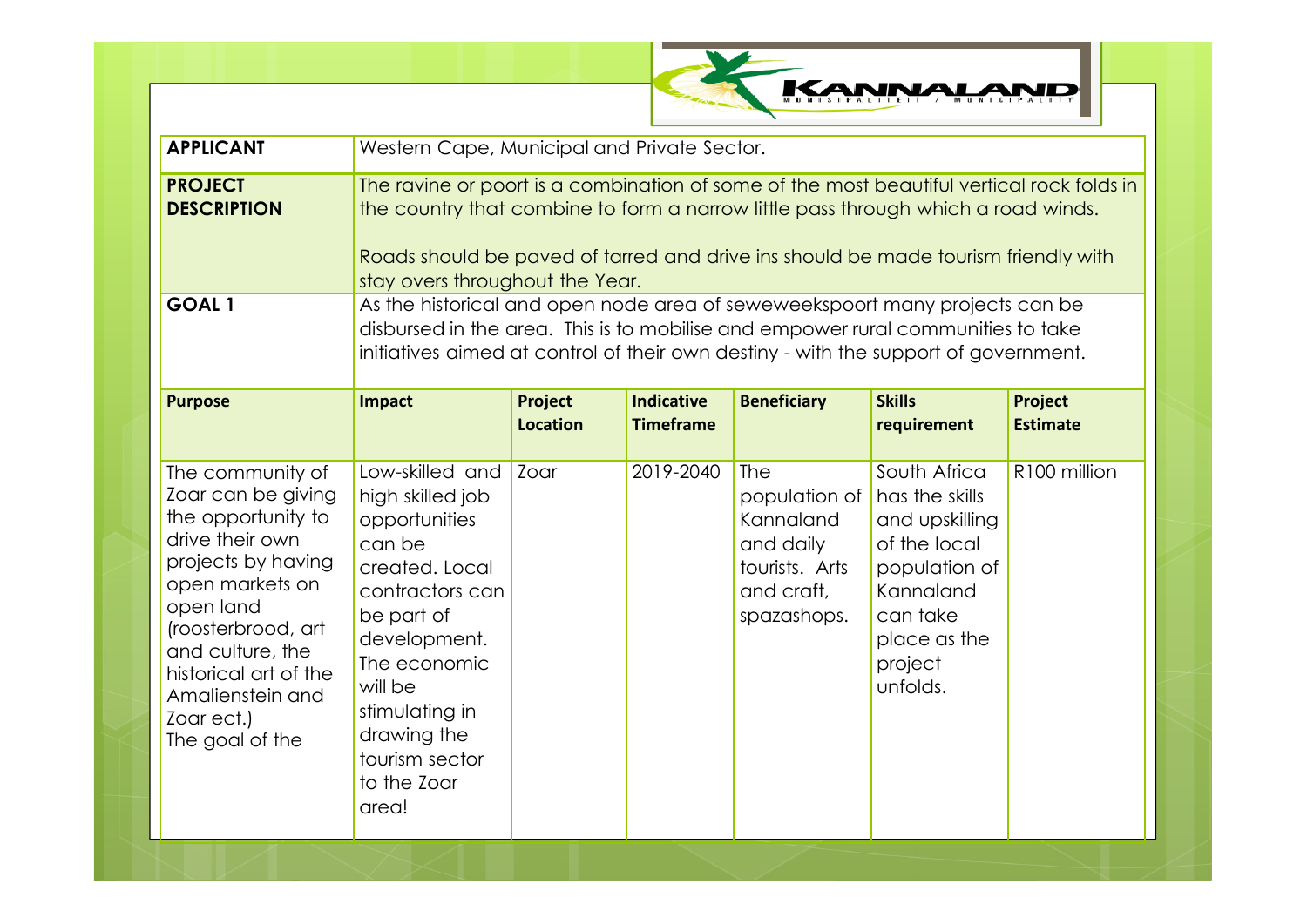| APPLICANT | Western Cape, Municipal and Private Sector. | | | | | |
|---|---|---|---|---|---|---|
| **PROJECT DESCRIPTION** | The ravine or poort is a combination of some of the most beautiful vertical rock folds in the country that combine to form a narrow little pass through which a road winds.<br><br>Roads should be paved of tarred and drive ins should be made tourism friendly with stay overs throughout the Year. | | | | | |
| **GOAL 1** | As the historical and open node area of seweweekspoort many projects can be disbursed in the area. This is to mobilise and empower rural communities to take initiatives aimed at control of their own destiny - with the support of government. | | | | | |
| **Purpose** | **Impact** | **Project Location** | **Indicative Timeframe** | **Beneficiary** | **Skills requirement** | **Project Estimate** |
| The community of Zoar can be giving the opportunity to drive their own projects by having open markets on open land (roosterbrood, art and culture, the historical art of the Amalienstein and Zoar ect.) The goal of the | Low-skilled and high skilled job opportunities can be created. Local contractors can be part of development. The economic will be stimulating in drawing the tourism sector to the Zoar area! | Zoar | 2019-2040 | The population of Kannaland and daily tourists. Arts and craft, spazashops. | South Africa has the skills and upskilling of the local population of Kannaland can take place as the project unfolds. | R100 million |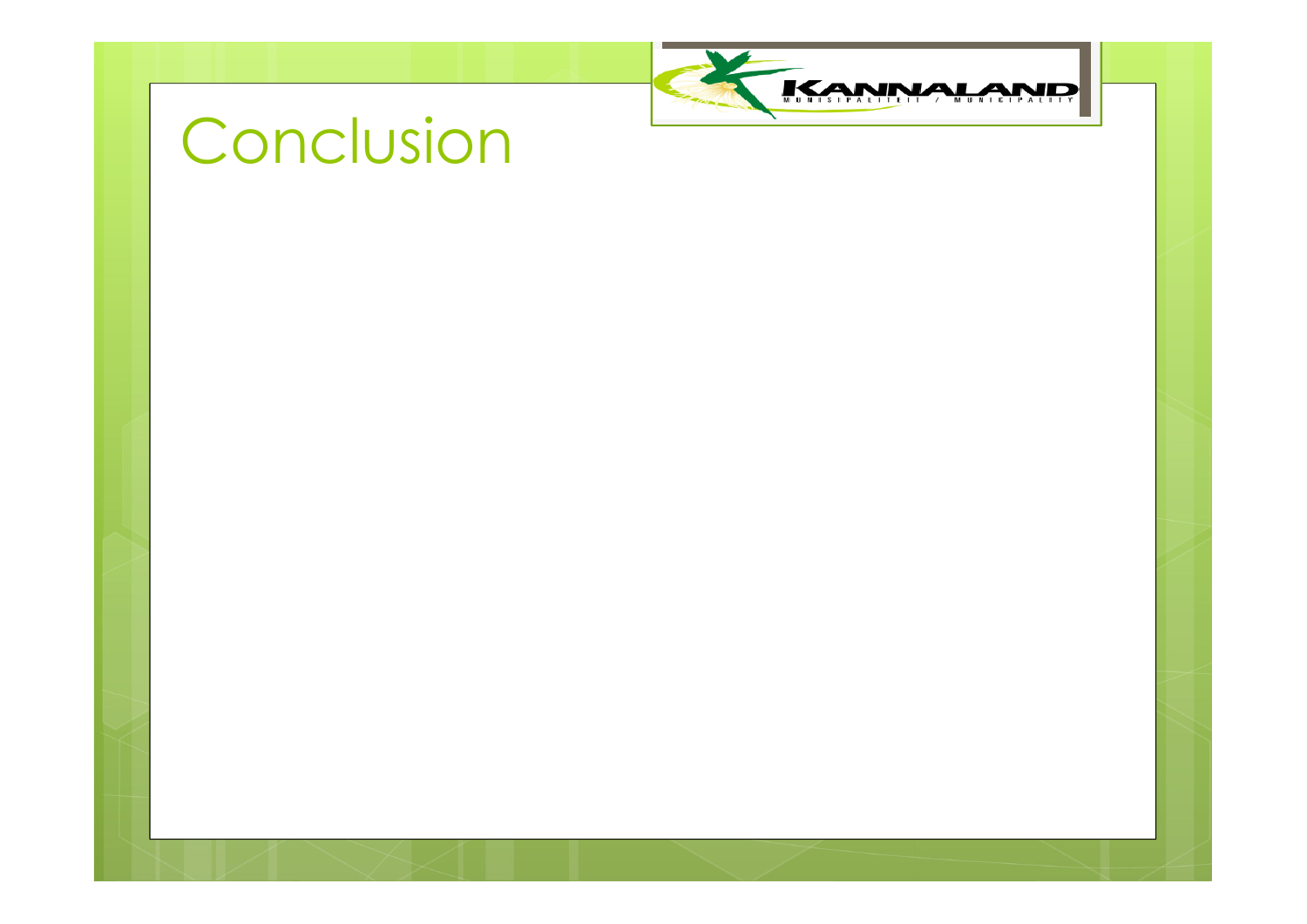# Conclusion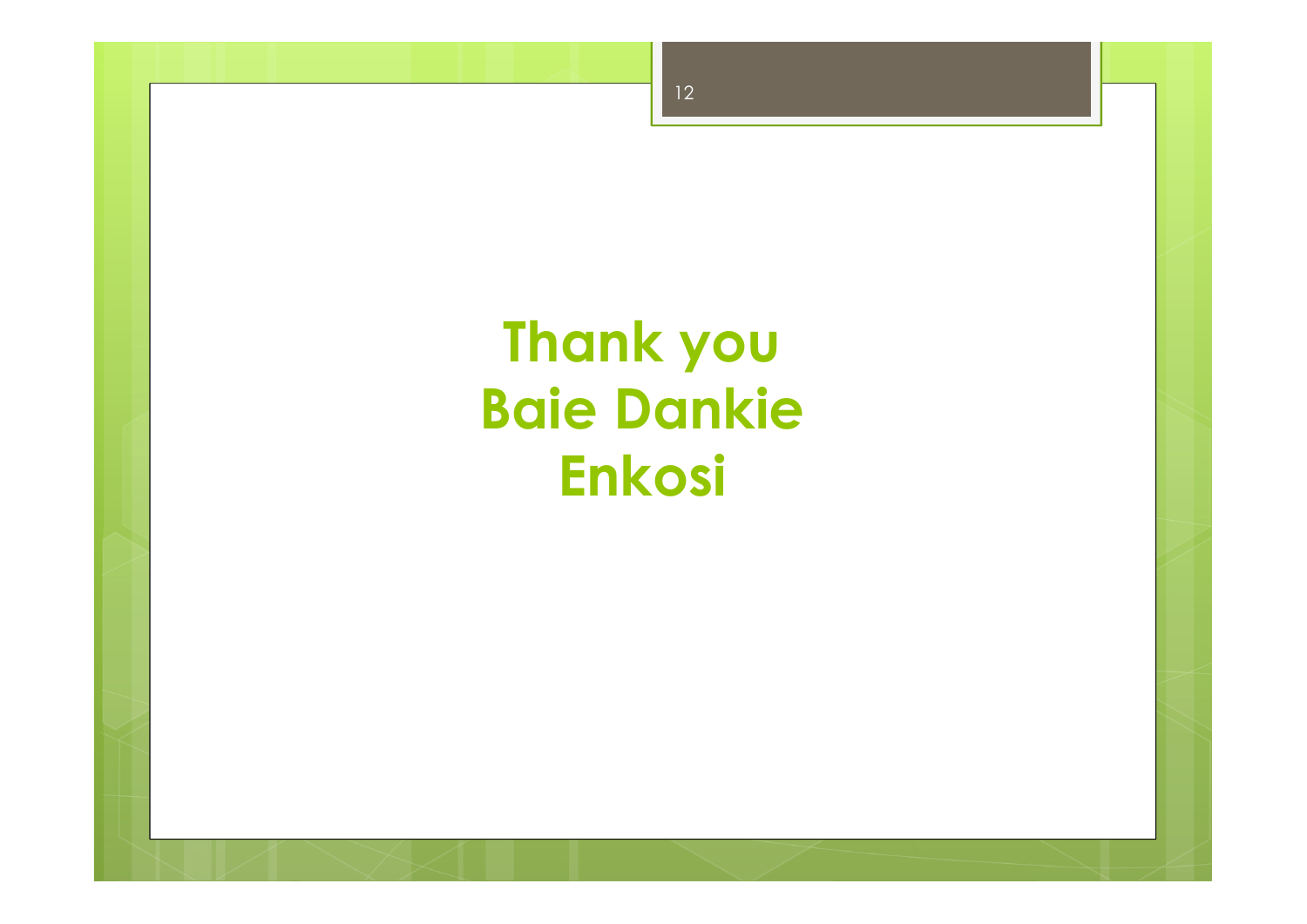**Thank you**
**Baie Dankie**
**Enkosi**